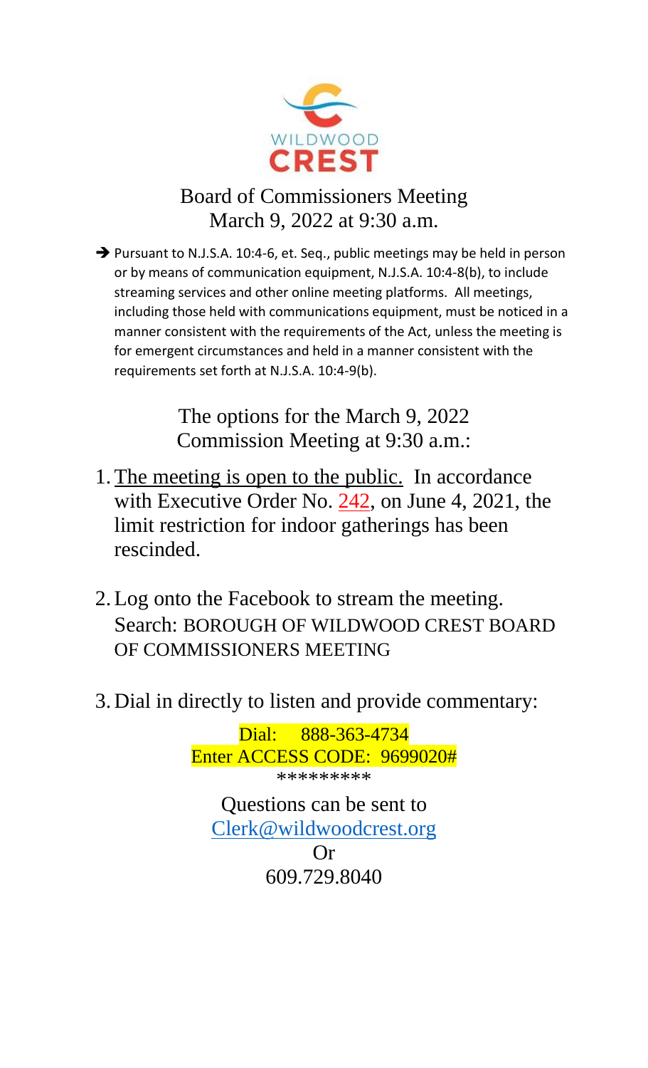WILDWOOD
CREST

# Board of Commissioners Meeting
March 9, 2022 at 9:30 a.m.

➔ Pursuant to N.J.S.A. 10:4-6, et. Seq., public meetings may be held in person or by means of communication equipment, N.J.S.A. 10:4-8(b), to include streaming services and other online meeting platforms. All meetings, including those held with communications equipment, must be noticed in a manner consistent with the requirements of the Act, unless the meeting is for emergent circumstances and held in a manner consistent with the requirements set forth at N.J.S.A. 10:4-9(b).

The options for the March 9, 2022 Commission Meeting at 9:30 a.m.:

1. The meeting is open to the public. In accordance with Executive Order No. 242, on June 4, 2021, the limit restriction for indoor gatherings has been rescinded.

2. Log onto the Facebook to stream the meeting. Search: BOROUGH OF WILDWOOD CREST BOARD OF COMMISSIONERS MEETING

3. Dial in directly to listen and provide commentary:

Dial: 888-363-4734
Enter ACCESS CODE: 9699020#
*********

Questions can be sent to
Clerk@wildwoodcrest.org
Or
609.729.8040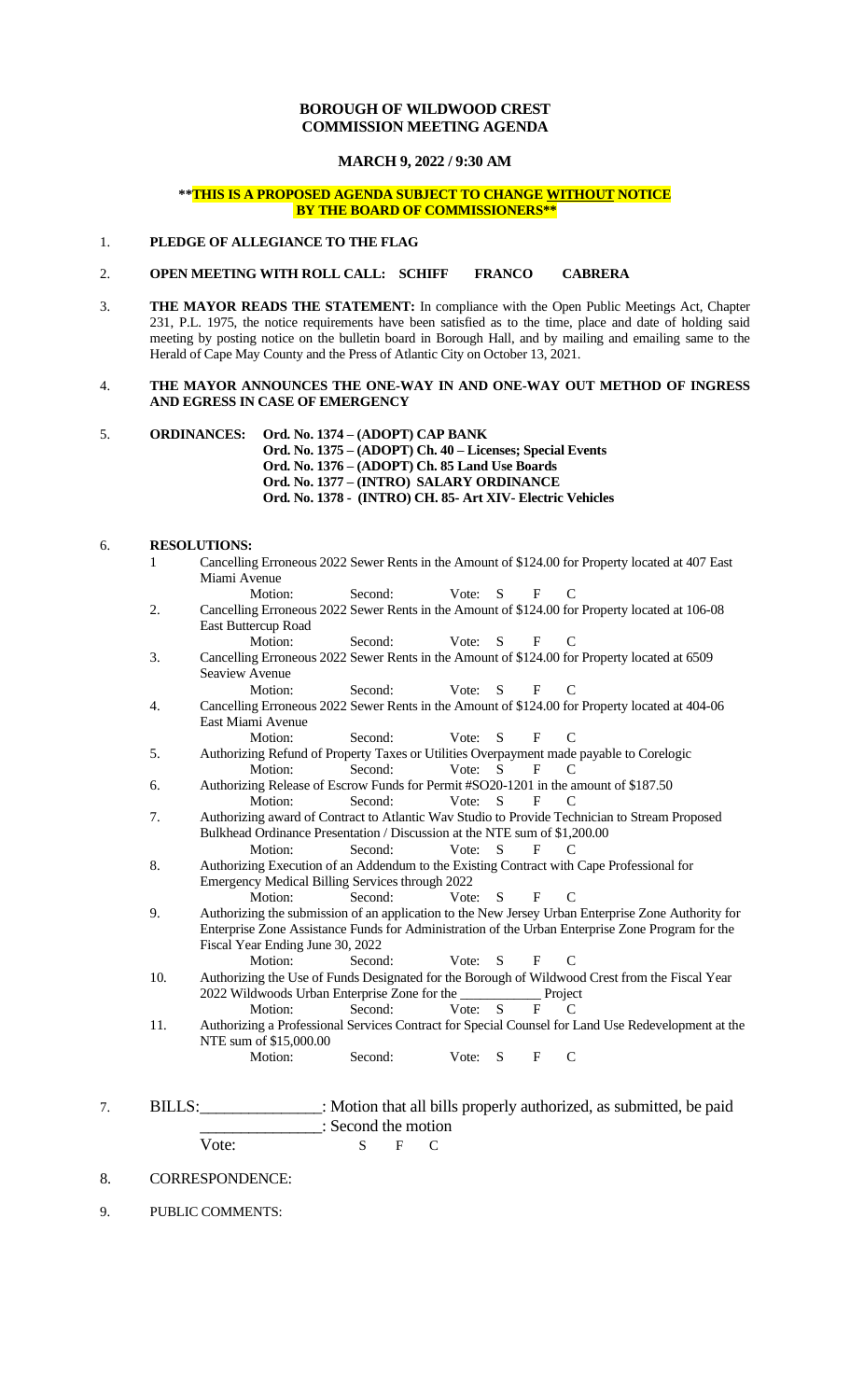**BOROUGH OF WILDWOOD CREST**
**COMMISSION MEETING AGENDA**

**MARCH 9, 2022 / 9:30 AM**

****THIS IS A PROPOSED AGENDA SUBJECT TO CHANGE WITHOUT NOTICE BY THE BOARD OF COMMISSIONERS****

1. **PLEDGE OF ALLEGIANCE TO THE FLAG**

2. **OPEN MEETING WITH ROLL CALL: SCHIFF FRANCO CABRERA**

3. **THE MAYOR READS THE STATEMENT:** In compliance with the Open Public Meetings Act, Chapter 231, P.L. 1975, the notice requirements have been satisfied as to the time, place and date of holding said meeting by posting notice on the bulletin board in Borough Hall, and by mailing and emailing same to the Herald of Cape May County and the Press of Atlantic City on October 13, 2021.

4. **THE MAYOR ANNOUNCES THE ONE-WAY IN AND ONE-WAY OUT METHOD OF INGRESS AND EGRESS IN CASE OF EMERGENCY**

5. **ORDINANCES:**
   - **Ord. No. 1374 – (ADOPT) CAP BANK**
   - **Ord. No. 1375 – (ADOPT) Ch. 40 – Licenses; Special Events**
   - **Ord. No. 1376 – (ADOPT) Ch. 85 Land Use Boards**
   - **Ord. No. 1377 – (INTRO) SALARY ORDINANCE**
   - **Ord. No. 1378 - (INTRO) CH. 85- Art XIV- Electric Vehicles**

6. **RESOLUTIONS:**

   1. Cancelling Erroneous 2022 Sewer Rents in the Amount of $124.00 for Property located at 407 East Miami Avenue
      Motion: Second: Vote: S F C
   2. Cancelling Erroneous 2022 Sewer Rents in the Amount of $124.00 for Property located at 106-08 East Buttercup Road
      Motion: Second: Vote: S F C
   3. Cancelling Erroneous 2022 Sewer Rents in the Amount of $124.00 for Property located at 6509 Seaview Avenue
      Motion: Second: Vote: S F C
   4. Cancelling Erroneous 2022 Sewer Rents in the Amount of $124.00 for Property located at 404-06 East Miami Avenue
      Motion: Second: Vote: S F C
   5. Authorizing Refund of Property Taxes or Utilities Overpayment made payable to Corelogic
      Motion: Second: Vote: S F C
   6. Authorizing Release of Escrow Funds for Permit #SO20-1201 in the amount of $187.50
      Motion: Second: Vote: S F C
   7. Authorizing award of Contract to Atlantic Wav Studio to Provide Technician to Stream Proposed Bulkhead Ordinance Presentation / Discussion at the NTE sum of $1,200.00
      Motion: Second: Vote: S F C
   8. Authorizing Execution of an Addendum to the Existing Contract with Cape Professional for Emergency Medical Billing Services through 2022
      Motion: Second: Vote: S F C
   9. Authorizing the submission of an application to the New Jersey Urban Enterprise Zone Authority for Enterprise Zone Assistance Funds for Administration of the Urban Enterprise Zone Program for the Fiscal Year Ending June 30, 2022
      Motion: Second: Vote: S F C
   10. Authorizing the Use of Funds Designated for the Borough of Wildwood Crest from the Fiscal Year 2022 Wildwoods Urban Enterprise Zone for the ___________ Project
       Motion: Second: Vote: S F C
   11. Authorizing a Professional Services Contract for Special Counsel for Land Use Redevelopment at the NTE sum of $15,000.00
       Motion: Second: Vote: S F C

7. BILLS:_______________: Motion that all bills properly authorized, as submitted, be paid
   _______________: Second the motion
   Vote: S F C

8. CORRESPONDENCE:

9. PUBLIC COMMENTS: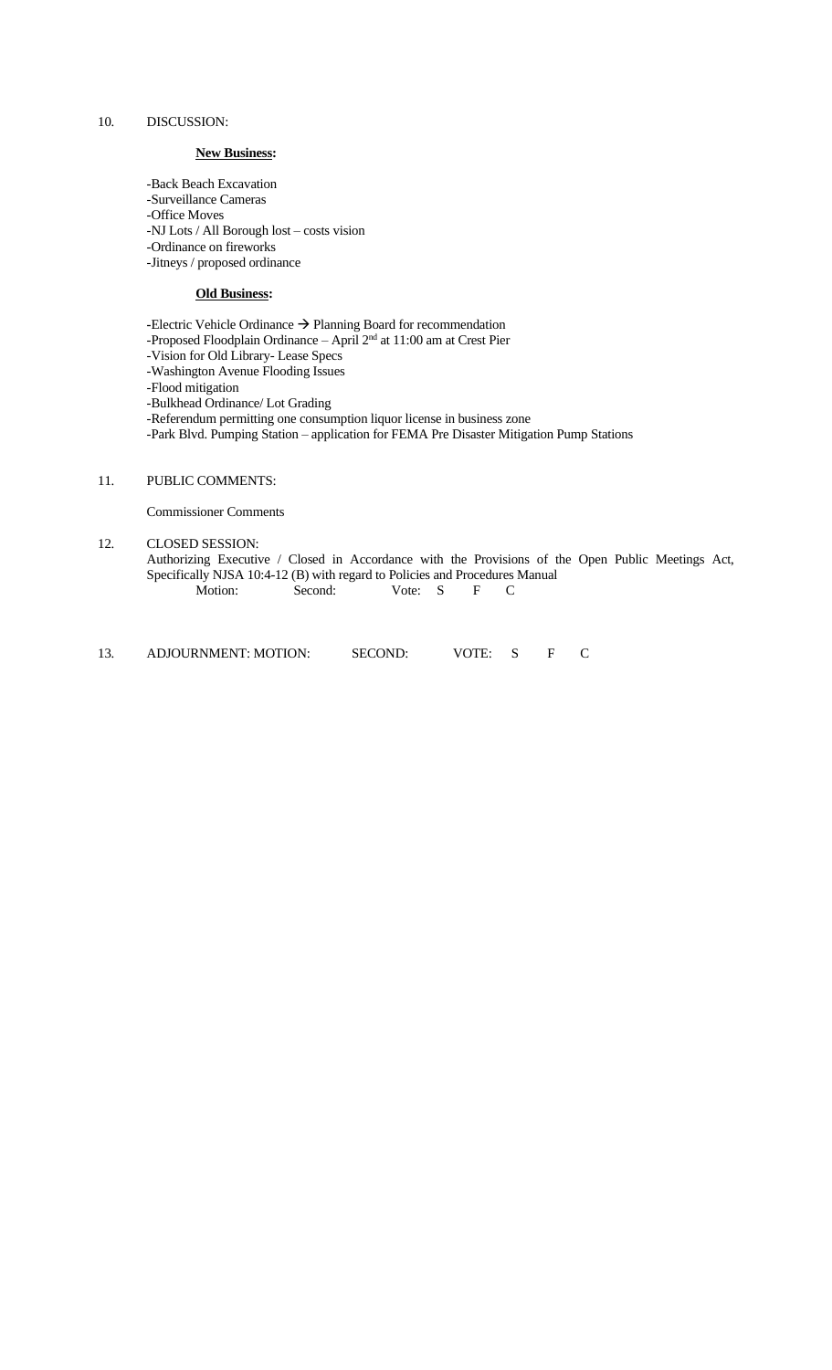10. DISCUSSION:

**New Business:**

-Back Beach Excavation
-Surveillance Cameras
-Office Moves
-NJ Lots / All Borough lost – costs vision
-Ordinance on fireworks
-Jitneys / proposed ordinance

**Old Business:**

-Electric Vehicle Ordinance → Planning Board for recommendation
-Proposed Floodplain Ordinance – April 2nd at 11:00 am at Crest Pier
-Vision for Old Library- Lease Specs
-Washington Avenue Flooding Issues
-Flood mitigation
-Bulkhead Ordinance/ Lot Grading
-Referendum permitting one consumption liquor license in business zone
-Park Blvd. Pumping Station – application for FEMA Pre Disaster Mitigation Pump Stations

11. PUBLIC COMMENTS:

Commissioner Comments

12. CLOSED SESSION:
Authorizing Executive / Closed in Accordance with the Provisions of the Open Public Meetings Act, Specifically NJSA 10:4-12 (B) with regard to Policies and Procedures Manual
Motion: Second: Vote: S F C

13. ADJOURNMENT: MOTION: SECOND: VOTE: S F C